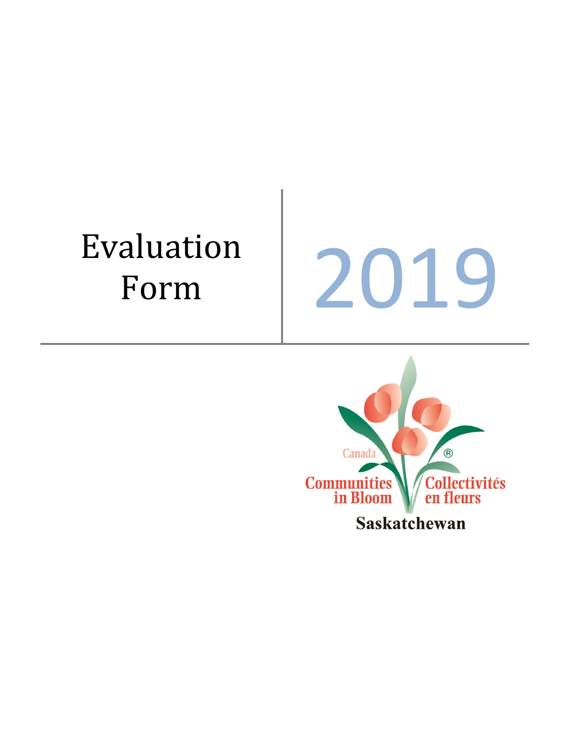# Evaluation Form

# 2019

Canada

Communities in Bloom

Collectivités en fleurs

Saskatchewan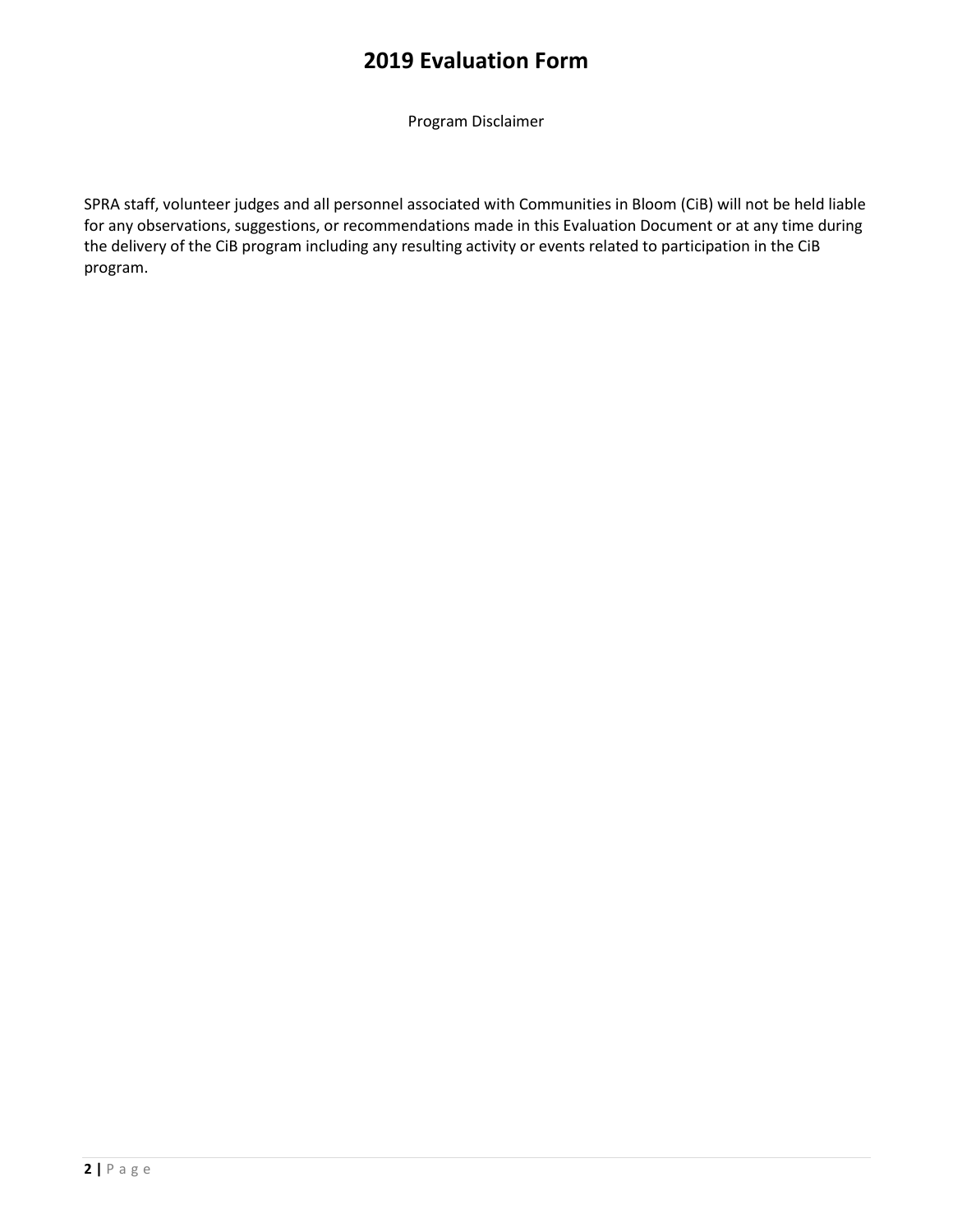# 2019 Evaluation Form

Program Disclaimer

SPRA staff, volunteer judges and all personnel associated with Communities in Bloom (CiB) will not be held liable for any observations, suggestions, or recommendations made in this Evaluation Document or at any time during the delivery of the CiB program including any resulting activity or events related to participation in the CiB program.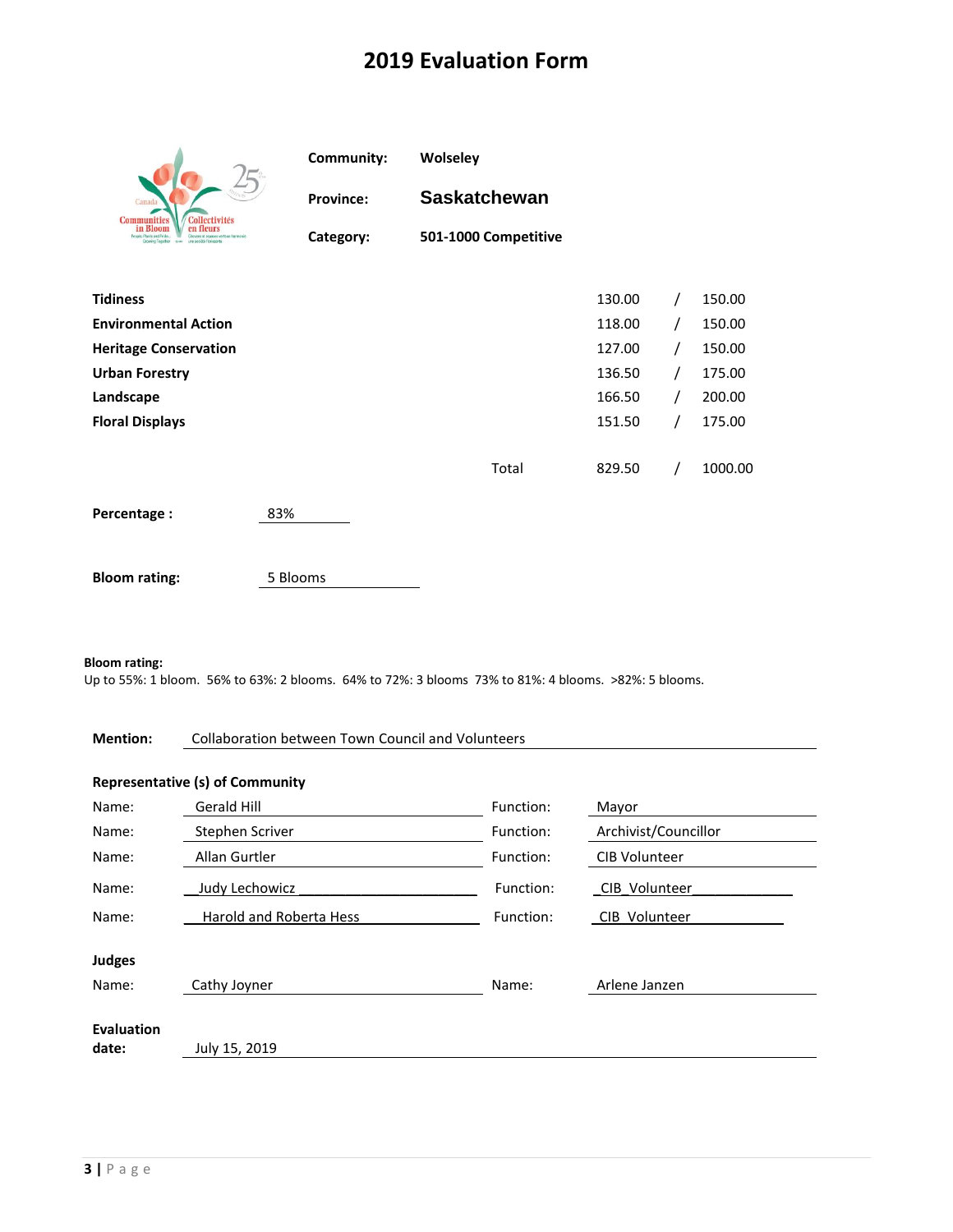# 2019 Evaluation Form

**Community:** Wolseley

**Province:** Saskatchewan

**Category:** 501-1000 Competitive

| | | | |
|---|---|---|---|
| **Tidiness** | 130.00 | / | 150.00 |
| **Environmental Action** | 118.00 | / | 150.00 |
| **Heritage Conservation** | 127.00 | / | 150.00 |
| **Urban Forestry** | 136.50 | / | 175.00 |
| **Landscape** | 166.50 | / | 200.00 |
| **Floral Displays** | 151.50 | / | 175.00 |
| Total | 829.50 | / | 1000.00 |

**Percentage :** 83%

**Bloom rating:** 5 Blooms

**Bloom rating:**
Up to 55%: 1 bloom. 56% to 63%: 2 blooms. 64% to 72%: 3 blooms 73% to 81%: 4 blooms. >82%: 5 blooms.

**Mention:** Collaboration between Town Council and Volunteers

**Representative (s) of Community**

| Name | Function |
|---|---|
| Gerald Hill | Mayor |
| Stephen Scriver | Archivist/Councillor |
| Allan Gurtler | CIB Volunteer |
| Judy Lechowicz | CIB_Volunteer |
| Harold and Roberta Hess | CIB Volunteer |

**Judges**

Name: Cathy Joyner
Name: Arlene Janzen

**Evaluation date:** July 15, 2019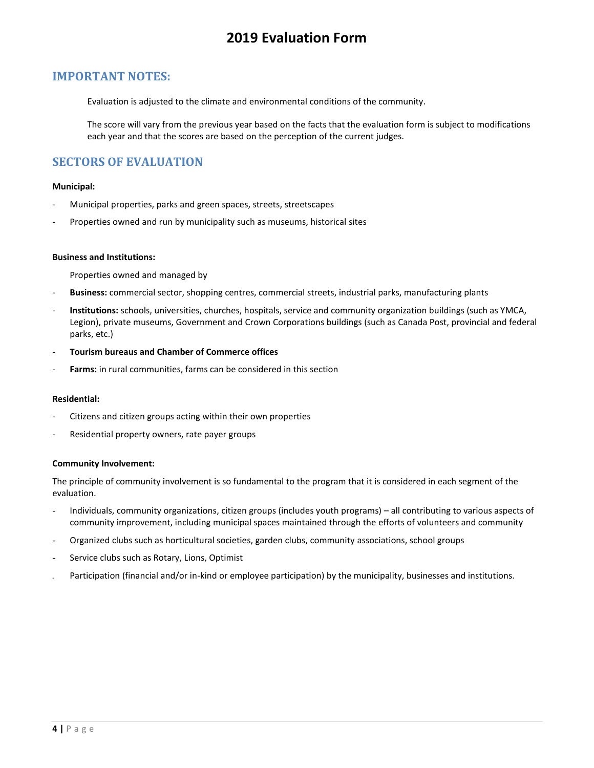# 2019 Evaluation Form

## IMPORTANT NOTES:

Evaluation is adjusted to the climate and environmental conditions of the community.

The score will vary from the previous year based on the facts that the evaluation form is subject to modifications each year and that the scores are based on the perception of the current judges.

## SECTORS OF EVALUATION

**Municipal:**

- Municipal properties, parks and green spaces, streets, streetscapes
- Properties owned and run by municipality such as museums, historical sites

**Business and Institutions:**

Properties owned and managed by

- **Business:** commercial sector, shopping centres, commercial streets, industrial parks, manufacturing plants
- **Institutions:** schools, universities, churches, hospitals, service and community organization buildings (such as YMCA, Legion), private museums, Government and Crown Corporations buildings (such as Canada Post, provincial and federal parks, etc.)
- **Tourism bureaus and Chamber of Commerce offices**
- **Farms:** in rural communities, farms can be considered in this section

**Residential:**

- Citizens and citizen groups acting within their own properties
- Residential property owners, rate payer groups

**Community Involvement:**

The principle of community involvement is so fundamental to the program that it is considered in each segment of the evaluation.

- Individuals, community organizations, citizen groups (includes youth programs) – all contributing to various aspects of community improvement, including municipal spaces maintained through the efforts of volunteers and community
- Organized clubs such as horticultural societies, garden clubs, community associations, school groups
- Service clubs such as Rotary, Lions, Optimist
- Participation (financial and/or in-kind or employee participation) by the municipality, businesses and institutions.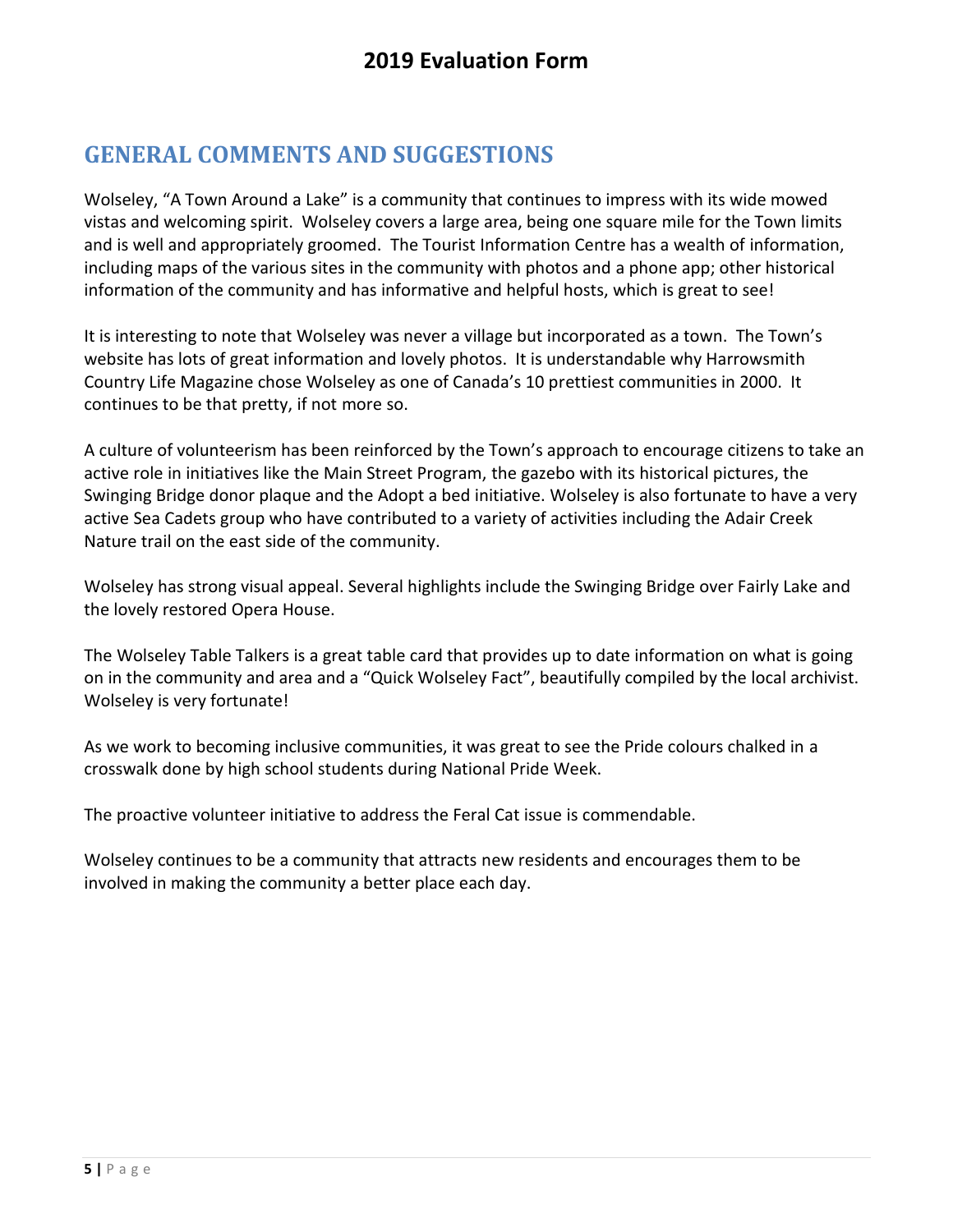## GENERAL COMMENTS AND SUGGESTIONS

Wolseley, "A Town Around a Lake" is a community that continues to impress with its wide mowed vistas and welcoming spirit. Wolseley covers a large area, being one square mile for the Town limits and is well and appropriately groomed. The Tourist Information Centre has a wealth of information, including maps of the various sites in the community with photos and a phone app; other historical information of the community and has informative and helpful hosts, which is great to see!

It is interesting to note that Wolseley was never a village but incorporated as a town. The Town's website has lots of great information and lovely photos. It is understandable why Harrowsmith Country Life Magazine chose Wolseley as one of Canada's 10 prettiest communities in 2000. It continues to be that pretty, if not more so.

A culture of volunteerism has been reinforced by the Town's approach to encourage citizens to take an active role in initiatives like the Main Street Program, the gazebo with its historical pictures, the Swinging Bridge donor plaque and the Adopt a bed initiative. Wolseley is also fortunate to have a very active Sea Cadets group who have contributed to a variety of activities including the Adair Creek Nature trail on the east side of the community.

Wolseley has strong visual appeal. Several highlights include the Swinging Bridge over Fairly Lake and the lovely restored Opera House.

The Wolseley Table Talkers is a great table card that provides up to date information on what is going on in the community and area and a "Quick Wolseley Fact", beautifully compiled by the local archivist. Wolseley is very fortunate!

As we work to becoming inclusive communities, it was great to see the Pride colours chalked in a crosswalk done by high school students during National Pride Week.

The proactive volunteer initiative to address the Feral Cat issue is commendable.

Wolseley continues to be a community that attracts new residents and encourages them to be involved in making the community a better place each day.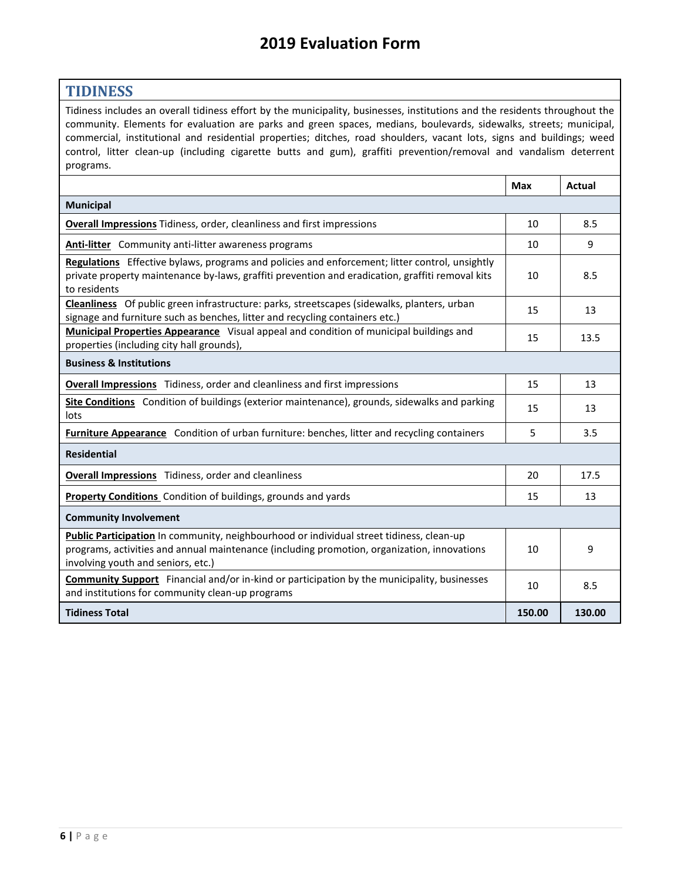# 2019 Evaluation Form

## TIDINESS

Tidiness includes an overall tidiness effort by the municipality, businesses, institutions and the residents throughout the community. Elements for evaluation are parks and green spaces, medians, boulevards, sidewalks, streets; municipal, commercial, institutional and residential properties; ditches, road shoulders, vacant lots, signs and buildings; weed control, litter clean-up (including cigarette butts and gum), graffiti prevention/removal and vandalism deterrent programs.

| | Max | Actual |
|---|---|---|
| **Municipal** | | |
| **Overall Impressions** Tidiness, order, cleanliness and first impressions | 10 | 8.5 |
| **Anti-litter** Community anti-litter awareness programs | 10 | 9 |
| **Regulations** Effective bylaws, programs and policies and enforcement; litter control, unsightly private property maintenance by-laws, graffiti prevention and eradication, graffiti removal kits to residents | 10 | 8.5 |
| **Cleanliness** Of public green infrastructure: parks, streetscapes (sidewalks, planters, urban signage and furniture such as benches, litter and recycling containers etc.) | 15 | 13 |
| **Municipal Properties Appearance** Visual appeal and condition of municipal buildings and properties (including city hall grounds), | 15 | 13.5 |
| **Business & Institutions** | | |
| **Overall Impressions** Tidiness, order and cleanliness and first impressions | 15 | 13 |
| **Site Conditions** Condition of buildings (exterior maintenance), grounds, sidewalks and parking lots | 15 | 13 |
| **Furniture Appearance** Condition of urban furniture: benches, litter and recycling containers | 5 | 3.5 |
| **Residential** | | |
| **Overall Impressions** Tidiness, order and cleanliness | 20 | 17.5 |
| **Property Conditions** Condition of buildings, grounds and yards | 15 | 13 |
| **Community Involvement** | | |
| **Public Participation** In community, neighbourhood or individual street tidiness, clean-up programs, activities and annual maintenance (including promotion, organization, innovations involving youth and seniors, etc.) | 10 | 9 |
| **Community Support** Financial and/or in-kind or participation by the municipality, businesses and institutions for community clean-up programs | 10 | 8.5 |
| **Tidiness Total** | **150.00** | **130.00** |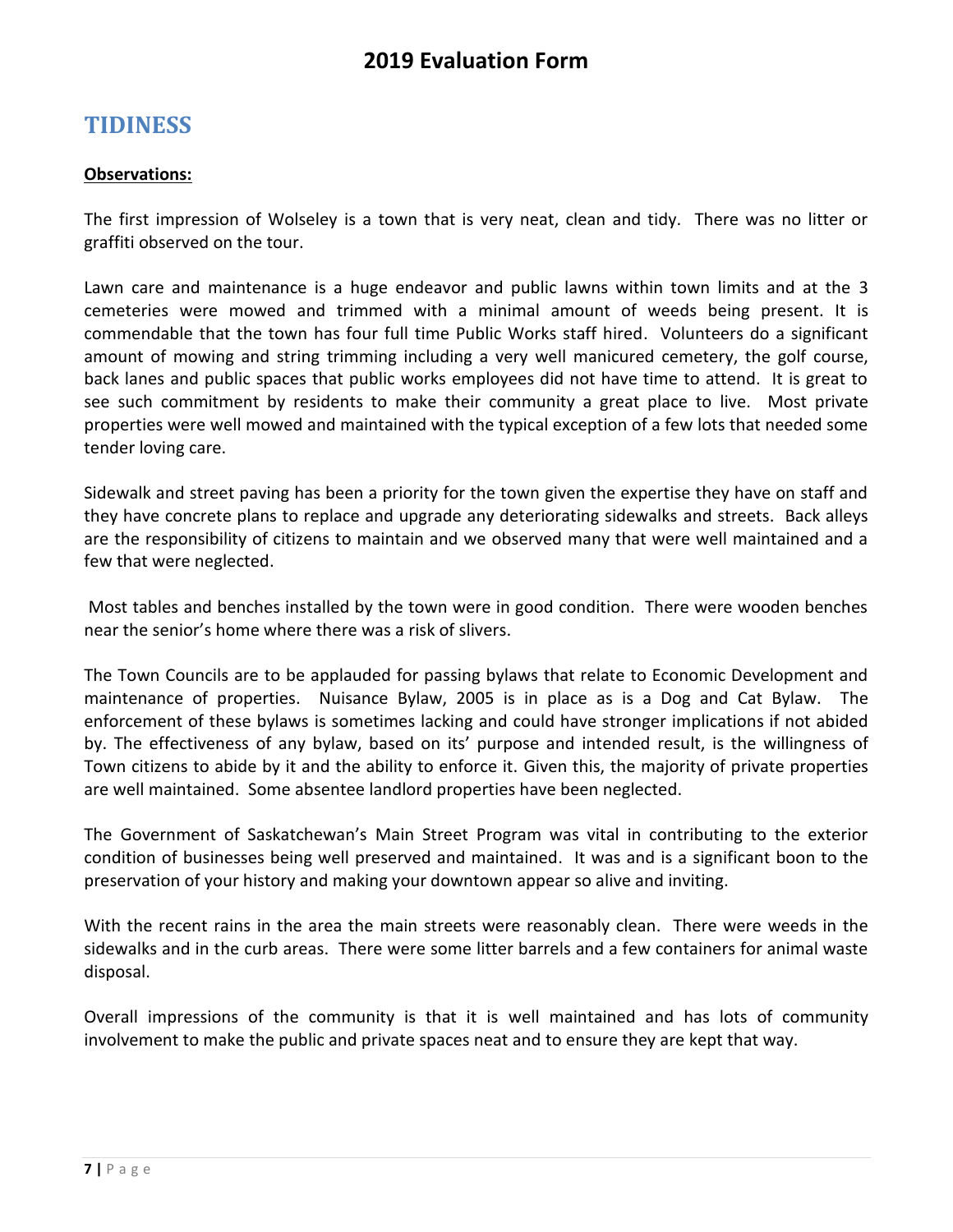# 2019 Evaluation Form

## TIDINESS

**Observations:**

The first impression of Wolseley is a town that is very neat, clean and tidy. There was no litter or graffiti observed on the tour.

Lawn care and maintenance is a huge endeavor and public lawns within town limits and at the 3 cemeteries were mowed and trimmed with a minimal amount of weeds being present. It is commendable that the town has four full time Public Works staff hired. Volunteers do a significant amount of mowing and string trimming including a very well manicured cemetery, the golf course, back lanes and public spaces that public works employees did not have time to attend. It is great to see such commitment by residents to make their community a great place to live. Most private properties were well mowed and maintained with the typical exception of a few lots that needed some tender loving care.

Sidewalk and street paving has been a priority for the town given the expertise they have on staff and they have concrete plans to replace and upgrade any deteriorating sidewalks and streets. Back alleys are the responsibility of citizens to maintain and we observed many that were well maintained and a few that were neglected.

Most tables and benches installed by the town were in good condition. There were wooden benches near the senior's home where there was a risk of slivers.

The Town Councils are to be applauded for passing bylaws that relate to Economic Development and maintenance of properties. Nuisance Bylaw, 2005 is in place as is a Dog and Cat Bylaw. The enforcement of these bylaws is sometimes lacking and could have stronger implications if not abided by. The effectiveness of any bylaw, based on its' purpose and intended result, is the willingness of Town citizens to abide by it and the ability to enforce it. Given this, the majority of private properties are well maintained. Some absentee landlord properties have been neglected.

The Government of Saskatchewan's Main Street Program was vital in contributing to the exterior condition of businesses being well preserved and maintained. It was and is a significant boon to the preservation of your history and making your downtown appear so alive and inviting.

With the recent rains in the area the main streets were reasonably clean. There were weeds in the sidewalks and in the curb areas. There were some litter barrels and a few containers for animal waste disposal.

Overall impressions of the community is that it is well maintained and has lots of community involvement to make the public and private spaces neat and to ensure they are kept that way.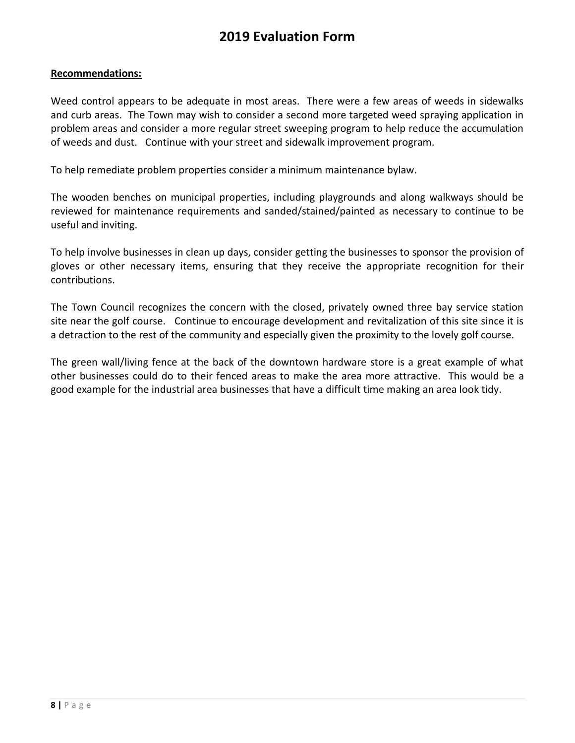# 2019 Evaluation Form

**Recommendations:**

Weed control appears to be adequate in most areas. There were a few areas of weeds in sidewalks and curb areas. The Town may wish to consider a second more targeted weed spraying application in problem areas and consider a more regular street sweeping program to help reduce the accumulation of weeds and dust. Continue with your street and sidewalk improvement program.

To help remediate problem properties consider a minimum maintenance bylaw.

The wooden benches on municipal properties, including playgrounds and along walkways should be reviewed for maintenance requirements and sanded/stained/painted as necessary to continue to be useful and inviting.

To help involve businesses in clean up days, consider getting the businesses to sponsor the provision of gloves or other necessary items, ensuring that they receive the appropriate recognition for their contributions.

The Town Council recognizes the concern with the closed, privately owned three bay service station site near the golf course. Continue to encourage development and revitalization of this site since it is a detraction to the rest of the community and especially given the proximity to the lovely golf course.

The green wall/living fence at the back of the downtown hardware store is a great example of what other businesses could do to their fenced areas to make the area more attractive. This would be a good example for the industrial area businesses that have a difficult time making an area look tidy.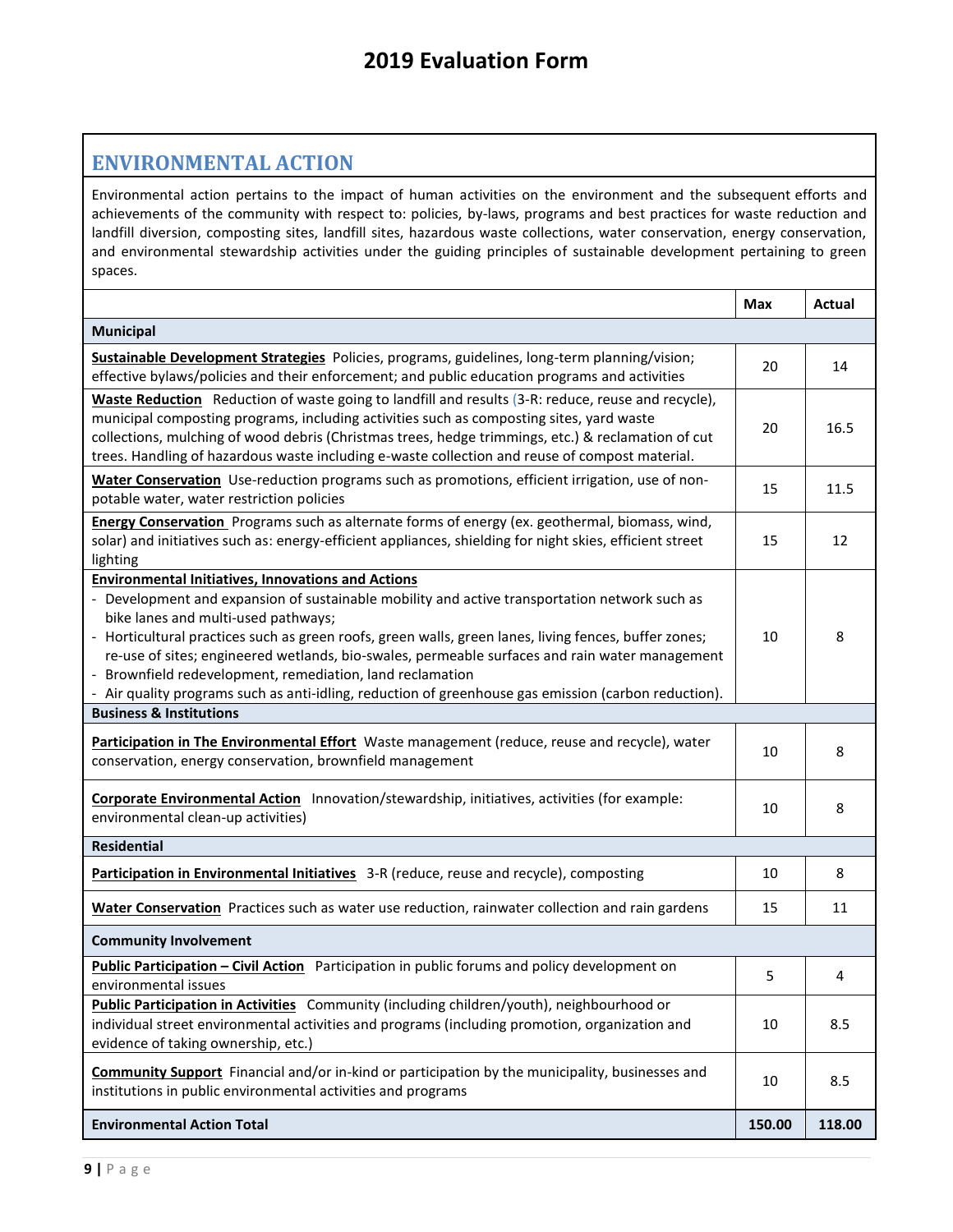# 2019 Evaluation Form

## ENVIRONMENTAL ACTION

Environmental action pertains to the impact of human activities on the environment and the subsequent efforts and achievements of the community with respect to: policies, by-laws, programs and best practices for waste reduction and landfill diversion, composting sites, landfill sites, hazardous waste collections, water conservation, energy conservation, and environmental stewardship activities under the guiding principles of sustainable development pertaining to green spaces.

| | Max | Actual |
|---|---|---|
| **Municipal** | | |
| **Sustainable Development Strategies** Policies, programs, guidelines, long-term planning/vision; effective bylaws/policies and their enforcement; and public education programs and activities | 20 | 14 |
| **Waste Reduction** Reduction of waste going to landfill and results (3-R: reduce, reuse and recycle), municipal composting programs, including activities such as composting sites, yard waste collections, mulching of wood debris (Christmas trees, hedge trimmings, etc.) & reclamation of cut trees. Handling of hazardous waste including e-waste collection and reuse of compost material. | 20 | 16.5 |
| **Water Conservation** Use-reduction programs such as promotions, efficient irrigation, use of non-potable water, water restriction policies | 15 | 11.5 |
| **Energy Conservation** Programs such as alternate forms of energy (ex. geothermal, biomass, wind, solar) and initiatives such as: energy-efficient appliances, shielding for night skies, efficient street lighting | 15 | 12 |
| **Environmental Initiatives, Innovations and Actions** - Development and expansion of sustainable mobility and active transportation network such as bike lanes and multi-used pathways; - Horticultural practices such as green roofs, green walls, green lanes, living fences, buffer zones; re-use of sites; engineered wetlands, bio-swales, permeable surfaces and rain water management - Brownfield redevelopment, remediation, land reclamation - Air quality programs such as anti-idling, reduction of greenhouse gas emission (carbon reduction). | 10 | 8 |
| **Business & Institutions** | | |
| **Participation in The Environmental Effort** Waste management (reduce, reuse and recycle), water conservation, energy conservation, brownfield management | 10 | 8 |
| **Corporate Environmental Action** Innovation/stewardship, initiatives, activities (for example: environmental clean-up activities) | 10 | 8 |
| **Residential** | | |
| **Participation in Environmental Initiatives** 3-R (reduce, reuse and recycle), composting | 10 | 8 |
| **Water Conservation** Practices such as water use reduction, rainwater collection and rain gardens | 15 | 11 |
| **Community Involvement** | | |
| **Public Participation – Civil Action** Participation in public forums and policy development on environmental issues | 5 | 4 |
| **Public Participation in Activities** Community (including children/youth), neighbourhood or individual street environmental activities and programs (including promotion, organization and evidence of taking ownership, etc.) | 10 | 8.5 |
| **Community Support** Financial and/or in-kind or participation by the municipality, businesses and institutions in public environmental activities and programs | 10 | 8.5 |
| **Environmental Action Total** | **150.00** | **118.00** |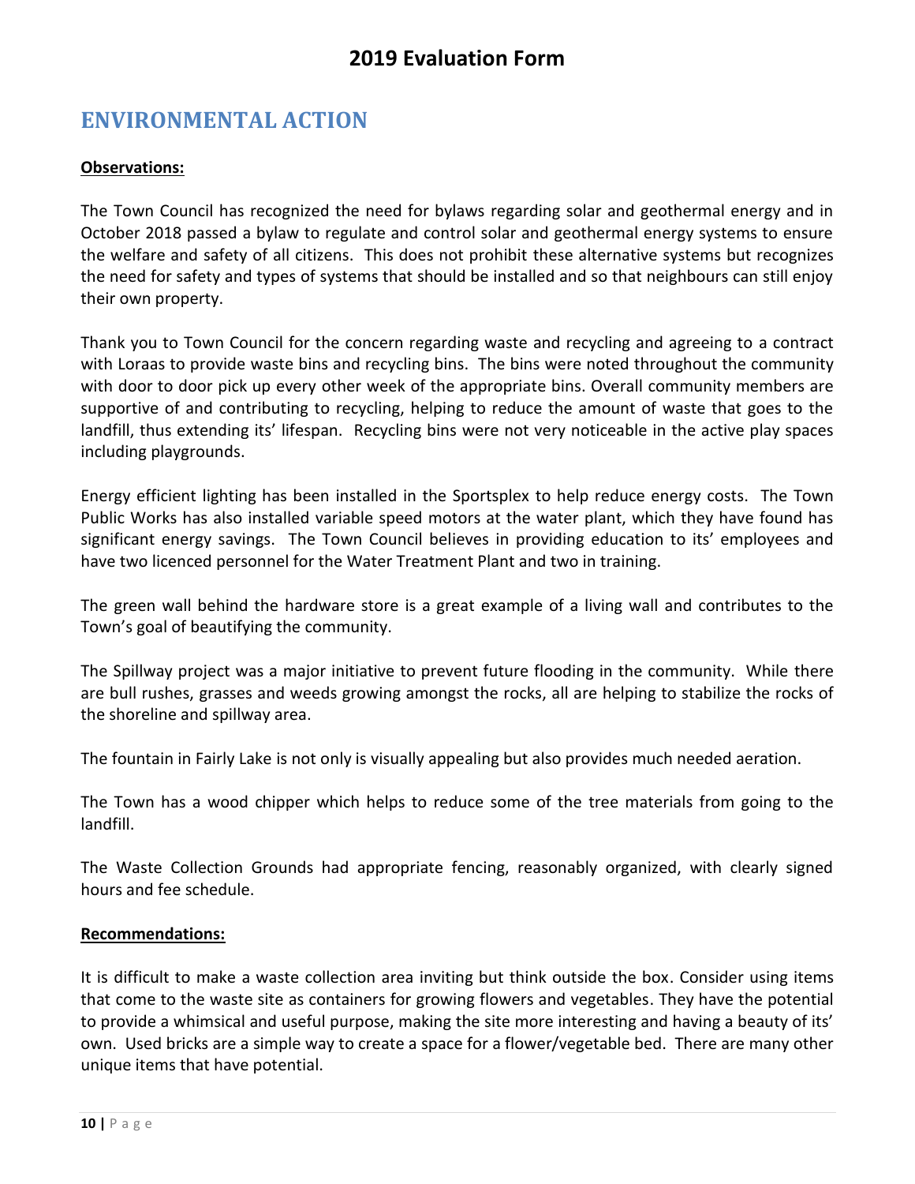# 2019 Evaluation Form

## ENVIRONMENTAL ACTION

**Observations:**

The Town Council has recognized the need for bylaws regarding solar and geothermal energy and in October 2018 passed a bylaw to regulate and control solar and geothermal energy systems to ensure the welfare and safety of all citizens. This does not prohibit these alternative systems but recognizes the need for safety and types of systems that should be installed and so that neighbours can still enjoy their own property.

Thank you to Town Council for the concern regarding waste and recycling and agreeing to a contract with Loraas to provide waste bins and recycling bins. The bins were noted throughout the community with door to door pick up every other week of the appropriate bins. Overall community members are supportive of and contributing to recycling, helping to reduce the amount of waste that goes to the landfill, thus extending its' lifespan. Recycling bins were not very noticeable in the active play spaces including playgrounds.

Energy efficient lighting has been installed in the Sportsplex to help reduce energy costs. The Town Public Works has also installed variable speed motors at the water plant, which they have found has significant energy savings. The Town Council believes in providing education to its' employees and have two licenced personnel for the Water Treatment Plant and two in training.

The green wall behind the hardware store is a great example of a living wall and contributes to the Town's goal of beautifying the community.

The Spillway project was a major initiative to prevent future flooding in the community. While there are bull rushes, grasses and weeds growing amongst the rocks, all are helping to stabilize the rocks of the shoreline and spillway area.

The fountain in Fairly Lake is not only is visually appealing but also provides much needed aeration.

The Town has a wood chipper which helps to reduce some of the tree materials from going to the landfill.

The Waste Collection Grounds had appropriate fencing, reasonably organized, with clearly signed hours and fee schedule.

**Recommendations:**

It is difficult to make a waste collection area inviting but think outside the box. Consider using items that come to the waste site as containers for growing flowers and vegetables. They have the potential to provide a whimsical and useful purpose, making the site more interesting and having a beauty of its' own. Used bricks are a simple way to create a space for a flower/vegetable bed. There are many other unique items that have potential.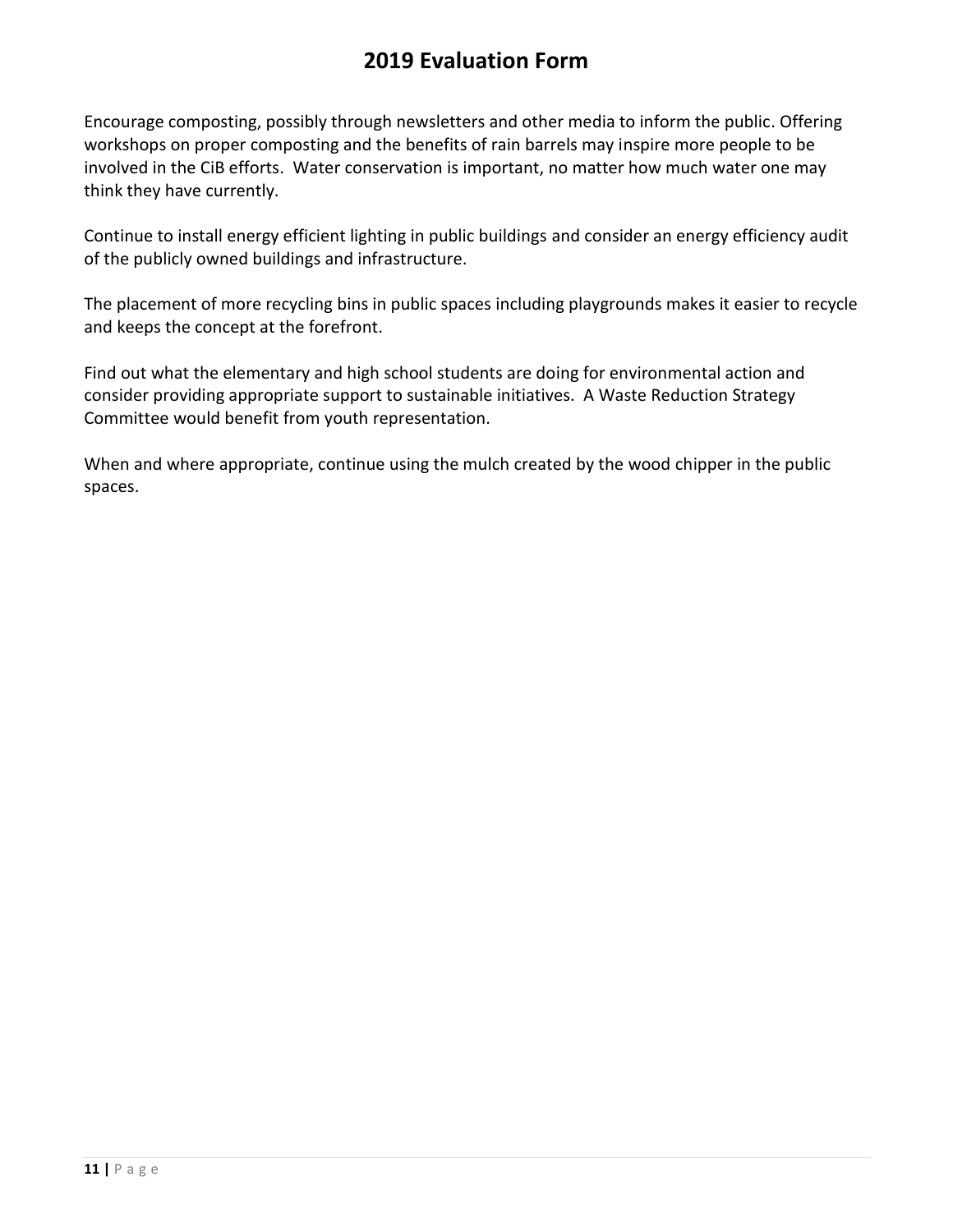# 2019 Evaluation Form

Encourage composting, possibly through newsletters and other media to inform the public. Offering workshops on proper composting and the benefits of rain barrels may inspire more people to be involved in the CiB efforts. Water conservation is important, no matter how much water one may think they have currently.

Continue to install energy efficient lighting in public buildings and consider an energy efficiency audit of the publicly owned buildings and infrastructure.

The placement of more recycling bins in public spaces including playgrounds makes it easier to recycle and keeps the concept at the forefront.

Find out what the elementary and high school students are doing for environmental action and consider providing appropriate support to sustainable initiatives. A Waste Reduction Strategy Committee would benefit from youth representation.

When and where appropriate, continue using the mulch created by the wood chipper in the public spaces.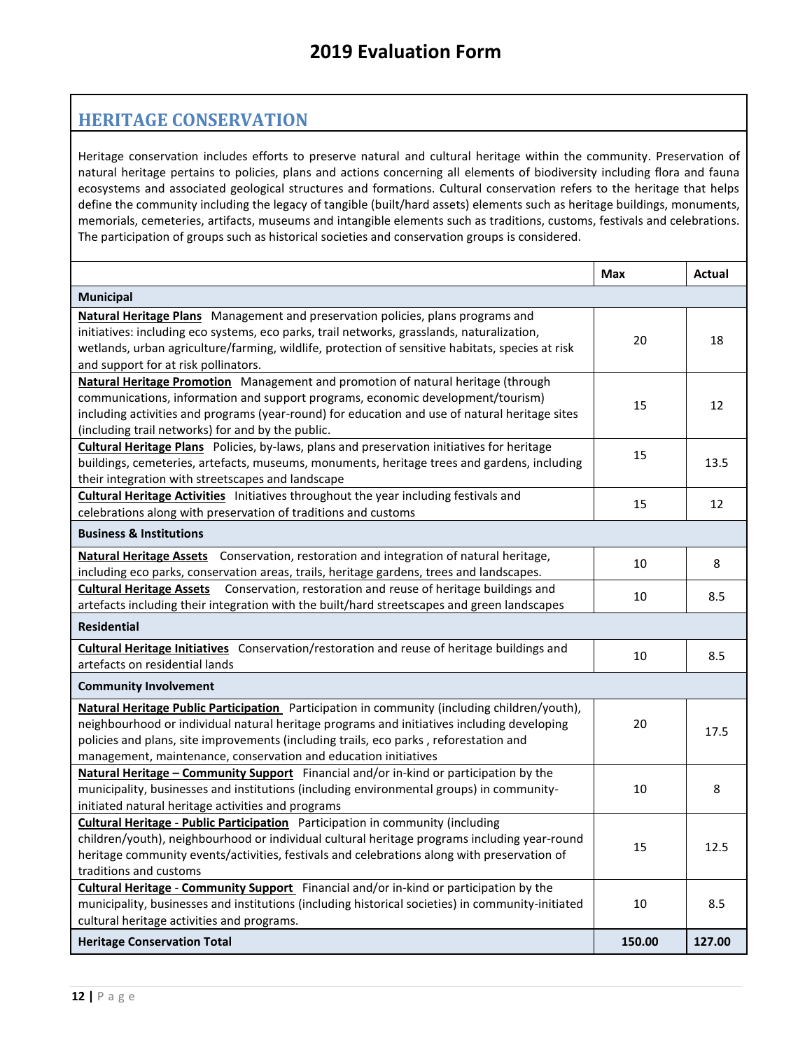# 2019 Evaluation Form

## HERITAGE CONSERVATION

Heritage conservation includes efforts to preserve natural and cultural heritage within the community. Preservation of natural heritage pertains to policies, plans and actions concerning all elements of biodiversity including flora and fauna ecosystems and associated geological structures and formations. Cultural conservation refers to the heritage that helps define the community including the legacy of tangible (built/hard assets) elements such as heritage buildings, monuments, memorials, cemeteries, artifacts, museums and intangible elements such as traditions, customs, festivals and celebrations. The participation of groups such as historical societies and conservation groups is considered.

| | Max | Actual |
|---|---|---|
| **Municipal** | | |
| **Natural Heritage Plans** Management and preservation policies, plans programs and initiatives: including eco systems, eco parks, trail networks, grasslands, naturalization, wetlands, urban agriculture/farming, wildlife, protection of sensitive habitats, species at risk and support for at risk pollinators. | 20 | 18 |
| **Natural Heritage Promotion** Management and promotion of natural heritage (through communications, information and support programs, economic development/tourism) including activities and programs (year-round) for education and use of natural heritage sites (including trail networks) for and by the public. | 15 | 12 |
| **Cultural Heritage Plans** Policies, by-laws, plans and preservation initiatives for heritage buildings, cemeteries, artefacts, museums, monuments, heritage trees and gardens, including their integration with streetscapes and landscape | 15 | 13.5 |
| **Cultural Heritage Activities** Initiatives throughout the year including festivals and celebrations along with preservation of traditions and customs | 15 | 12 |
| **Business & Institutions** | | |
| **Natural Heritage Assets** Conservation, restoration and integration of natural heritage, including eco parks, conservation areas, trails, heritage gardens, trees and landscapes. | 10 | 8 |
| **Cultural Heritage Assets** Conservation, restoration and reuse of heritage buildings and artefacts including their integration with the built/hard streetscapes and green landscapes | 10 | 8.5 |
| **Residential** | | |
| **Cultural Heritage Initiatives** Conservation/restoration and reuse of heritage buildings and artefacts on residential lands | 10 | 8.5 |
| **Community Involvement** | | |
| **Natural Heritage Public Participation** Participation in community (including children/youth), neighbourhood or individual natural heritage programs and initiatives including developing policies and plans, site improvements (including trails, eco parks , reforestation and management, maintenance, conservation and education initiatives | 20 | 17.5 |
| **Natural Heritage – Community Support** Financial and/or in-kind or participation by the municipality, businesses and institutions (including environmental groups) in community-initiated natural heritage activities and programs | 10 | 8 |
| **Cultural Heritage - Public Participation** Participation in community (including children/youth), neighbourhood or individual cultural heritage programs including year-round heritage community events/activities, festivals and celebrations along with preservation of traditions and customs | 15 | 12.5 |
| **Cultural Heritage - Community Support** Financial and/or in-kind or participation by the municipality, businesses and institutions (including historical societies) in community-initiated cultural heritage activities and programs. | 10 | 8.5 |
| **Heritage Conservation Total** | **150.00** | **127.00** |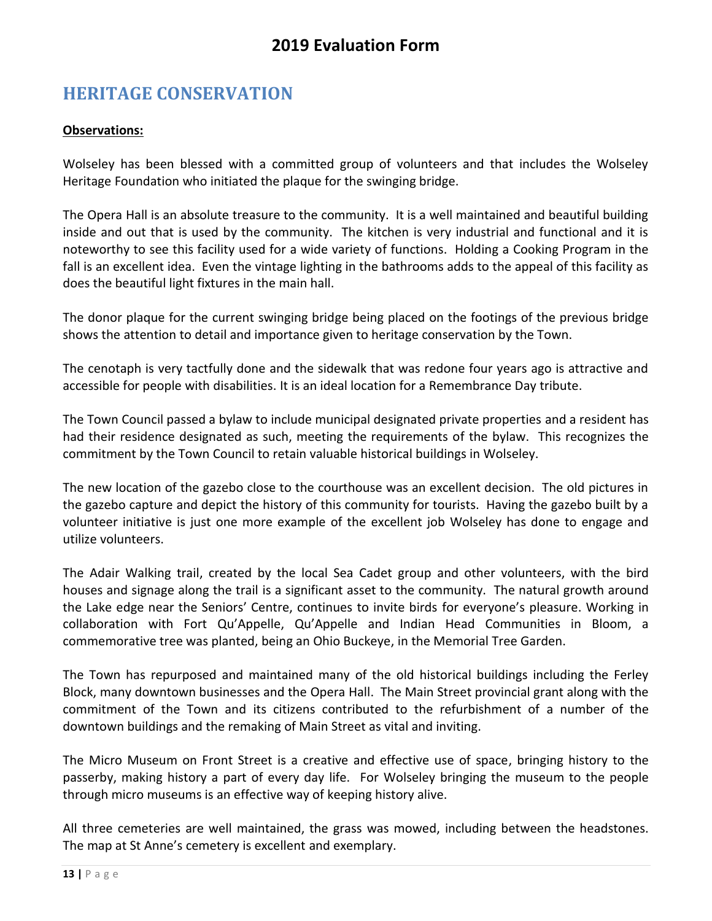# 2019 Evaluation Form

## HERITAGE CONSERVATION

**Observations:**

Wolseley has been blessed with a committed group of volunteers and that includes the Wolseley Heritage Foundation who initiated the plaque for the swinging bridge.

The Opera Hall is an absolute treasure to the community. It is a well maintained and beautiful building inside and out that is used by the community. The kitchen is very industrial and functional and it is noteworthy to see this facility used for a wide variety of functions. Holding a Cooking Program in the fall is an excellent idea. Even the vintage lighting in the bathrooms adds to the appeal of this facility as does the beautiful light fixtures in the main hall.

The donor plaque for the current swinging bridge being placed on the footings of the previous bridge shows the attention to detail and importance given to heritage conservation by the Town.

The cenotaph is very tactfully done and the sidewalk that was redone four years ago is attractive and accessible for people with disabilities. It is an ideal location for a Remembrance Day tribute.

The Town Council passed a bylaw to include municipal designated private properties and a resident has had their residence designated as such, meeting the requirements of the bylaw. This recognizes the commitment by the Town Council to retain valuable historical buildings in Wolseley.

The new location of the gazebo close to the courthouse was an excellent decision. The old pictures in the gazebo capture and depict the history of this community for tourists. Having the gazebo built by a volunteer initiative is just one more example of the excellent job Wolseley has done to engage and utilize volunteers.

The Adair Walking trail, created by the local Sea Cadet group and other volunteers, with the bird houses and signage along the trail is a significant asset to the community. The natural growth around the Lake edge near the Seniors' Centre, continues to invite birds for everyone's pleasure. Working in collaboration with Fort Qu'Appelle, Qu'Appelle and Indian Head Communities in Bloom, a commemorative tree was planted, being an Ohio Buckeye, in the Memorial Tree Garden.

The Town has repurposed and maintained many of the old historical buildings including the Ferley Block, many downtown businesses and the Opera Hall. The Main Street provincial grant along with the commitment of the Town and its citizens contributed to the refurbishment of a number of the downtown buildings and the remaking of Main Street as vital and inviting.

The Micro Museum on Front Street is a creative and effective use of space, bringing history to the passerby, making history a part of every day life. For Wolseley bringing the museum to the people through micro museums is an effective way of keeping history alive.

All three cemeteries are well maintained, the grass was mowed, including between the headstones. The map at St Anne's cemetery is excellent and exemplary.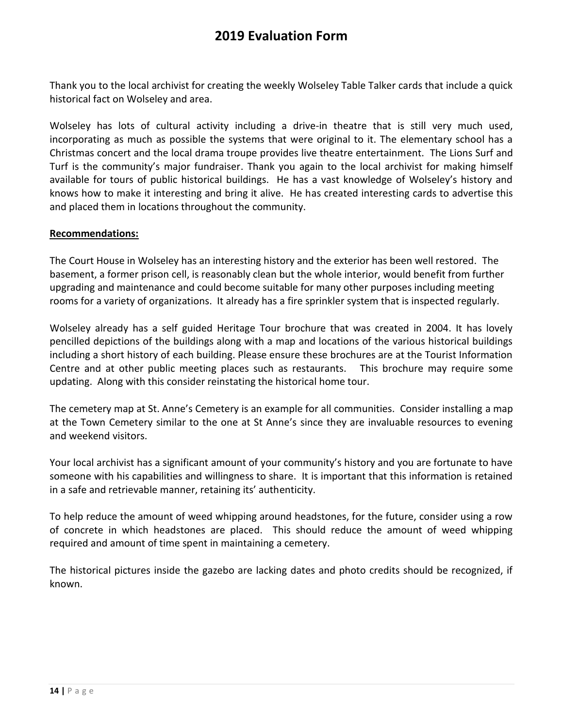# 2019 Evaluation Form

Thank you to the local archivist for creating the weekly Wolseley Table Talker cards that include a quick historical fact on Wolseley and area.

Wolseley has lots of cultural activity including a drive-in theatre that is still very much used, incorporating as much as possible the systems that were original to it. The elementary school has a Christmas concert and the local drama troupe provides live theatre entertainment. The Lions Surf and Turf is the community's major fundraiser. Thank you again to the local archivist for making himself available for tours of public historical buildings. He has a vast knowledge of Wolseley's history and knows how to make it interesting and bring it alive. He has created interesting cards to advertise this and placed them in locations throughout the community.

**Recommendations:**

The Court House in Wolseley has an interesting history and the exterior has been well restored. The basement, a former prison cell, is reasonably clean but the whole interior, would benefit from further upgrading and maintenance and could become suitable for many other purposes including meeting rooms for a variety of organizations. It already has a fire sprinkler system that is inspected regularly.

Wolseley already has a self guided Heritage Tour brochure that was created in 2004. It has lovely pencilled depictions of the buildings along with a map and locations of the various historical buildings including a short history of each building. Please ensure these brochures are at the Tourist Information Centre and at other public meeting places such as restaurants. This brochure may require some updating. Along with this consider reinstating the historical home tour.

The cemetery map at St. Anne's Cemetery is an example for all communities. Consider installing a map at the Town Cemetery similar to the one at St Anne's since they are invaluable resources to evening and weekend visitors.

Your local archivist has a significant amount of your community's history and you are fortunate to have someone with his capabilities and willingness to share. It is important that this information is retained in a safe and retrievable manner, retaining its' authenticity.

To help reduce the amount of weed whipping around headstones, for the future, consider using a row of concrete in which headstones are placed. This should reduce the amount of weed whipping required and amount of time spent in maintaining a cemetery.

The historical pictures inside the gazebo are lacking dates and photo credits should be recognized, if known.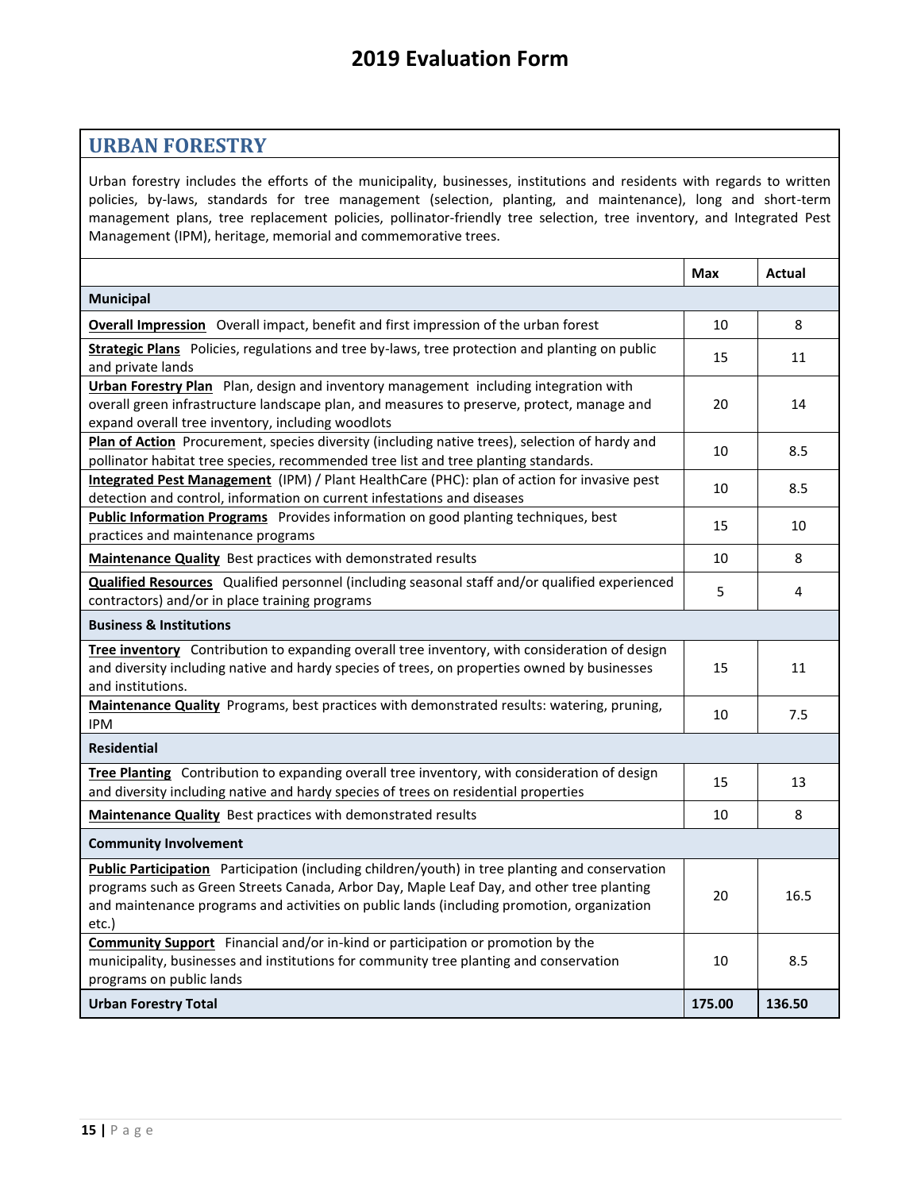# 2019 Evaluation Form

## URBAN FORESTRY

Urban forestry includes the efforts of the municipality, businesses, institutions and residents with regards to written policies, by-laws, standards for tree management (selection, planting, and maintenance), long and short-term management plans, tree replacement policies, pollinator-friendly tree selection, tree inventory, and Integrated Pest Management (IPM), heritage, memorial and commemorative trees.

| | Max | Actual |
|---|---|---|
| **Municipal** | | |
| **Overall Impression** Overall impact, benefit and first impression of the urban forest | 10 | 8 |
| **Strategic Plans** Policies, regulations and tree by-laws, tree protection and planting on public and private lands | 15 | 11 |
| **Urban Forestry Plan** Plan, design and inventory management including integration with overall green infrastructure landscape plan, and measures to preserve, protect, manage and expand overall tree inventory, including woodlots | 20 | 14 |
| **Plan of Action** Procurement, species diversity (including native trees), selection of hardy and pollinator habitat tree species, recommended tree list and tree planting standards. | 10 | 8.5 |
| **Integrated Pest Management** (IPM) / Plant HealthCare (PHC): plan of action for invasive pest detection and control, information on current infestations and diseases | 10 | 8.5 |
| **Public Information Programs** Provides information on good planting techniques, best practices and maintenance programs | 15 | 10 |
| **Maintenance Quality** Best practices with demonstrated results | 10 | 8 |
| **Qualified Resources** Qualified personnel (including seasonal staff and/or qualified experienced contractors) and/or in place training programs | 5 | 4 |
| **Business & Institutions** | | |
| **Tree inventory** Contribution to expanding overall tree inventory, with consideration of design and diversity including native and hardy species of trees, on properties owned by businesses and institutions. | 15 | 11 |
| **Maintenance Quality** Programs, best practices with demonstrated results: watering, pruning, IPM | 10 | 7.5 |
| **Residential** | | |
| **Tree Planting** Contribution to expanding overall tree inventory, with consideration of design and diversity including native and hardy species of trees on residential properties | 15 | 13 |
| **Maintenance Quality** Best practices with demonstrated results | 10 | 8 |
| **Community Involvement** | | |
| **Public Participation** Participation (including children/youth) in tree planting and conservation programs such as Green Streets Canada, Arbor Day, Maple Leaf Day, and other tree planting and maintenance programs and activities on public lands (including promotion, organization etc.) | 20 | 16.5 |
| **Community Support** Financial and/or in-kind or participation or promotion by the municipality, businesses and institutions for community tree planting and conservation programs on public lands | 10 | 8.5 |
| **Urban Forestry Total** | **175.00** | **136.50** |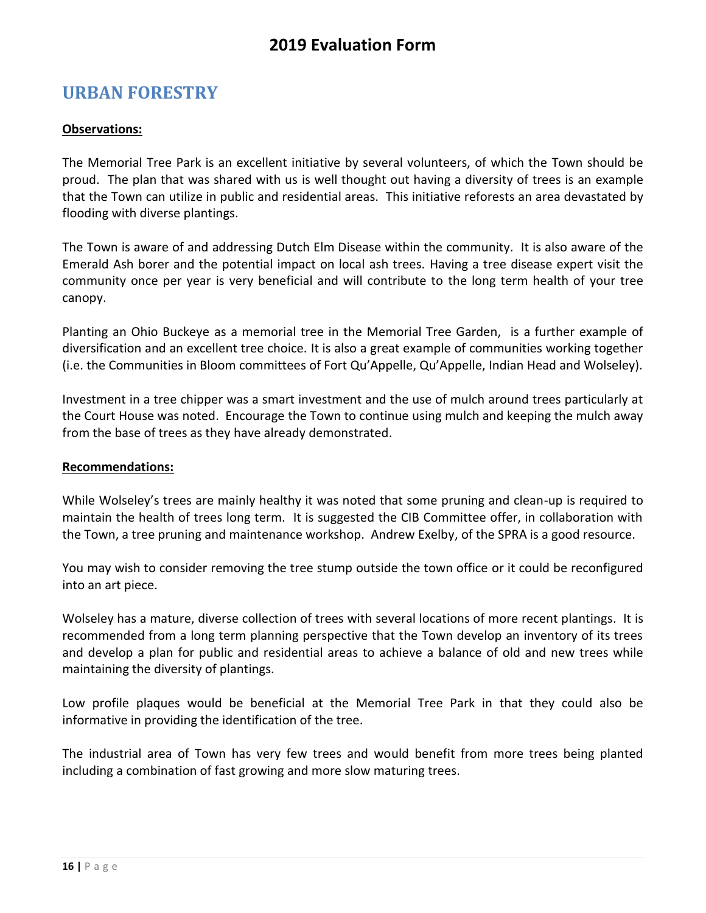## URBAN FORESTRY

**Observations:**

The Memorial Tree Park is an excellent initiative by several volunteers, of which the Town should be proud. The plan that was shared with us is well thought out having a diversity of trees is an example that the Town can utilize in public and residential areas. This initiative reforests an area devastated by flooding with diverse plantings.

The Town is aware of and addressing Dutch Elm Disease within the community. It is also aware of the Emerald Ash borer and the potential impact on local ash trees. Having a tree disease expert visit the community once per year is very beneficial and will contribute to the long term health of your tree canopy.

Planting an Ohio Buckeye as a memorial tree in the Memorial Tree Garden, is a further example of diversification and an excellent tree choice. It is also a great example of communities working together (i.e. the Communities in Bloom committees of Fort Qu'Appelle, Qu'Appelle, Indian Head and Wolseley).

Investment in a tree chipper was a smart investment and the use of mulch around trees particularly at the Court House was noted. Encourage the Town to continue using mulch and keeping the mulch away from the base of trees as they have already demonstrated.

**Recommendations:**

While Wolseley's trees are mainly healthy it was noted that some pruning and clean-up is required to maintain the health of trees long term. It is suggested the CIB Committee offer, in collaboration with the Town, a tree pruning and maintenance workshop. Andrew Exelby, of the SPRA is a good resource.

You may wish to consider removing the tree stump outside the town office or it could be reconfigured into an art piece.

Wolseley has a mature, diverse collection of trees with several locations of more recent plantings. It is recommended from a long term planning perspective that the Town develop an inventory of its trees and develop a plan for public and residential areas to achieve a balance of old and new trees while maintaining the diversity of plantings.

Low profile plaques would be beneficial at the Memorial Tree Park in that they could also be informative in providing the identification of the tree.

The industrial area of Town has very few trees and would benefit from more trees being planted including a combination of fast growing and more slow maturing trees.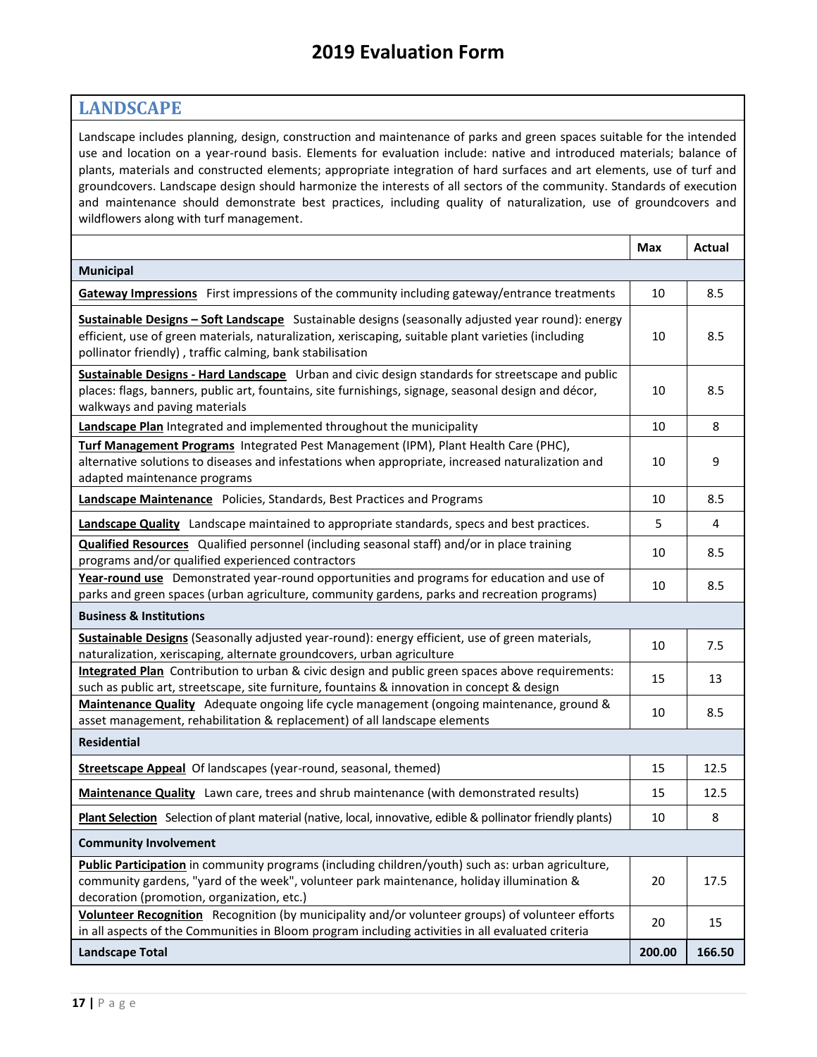# 2019 Evaluation Form

## LANDSCAPE

Landscape includes planning, design, construction and maintenance of parks and green spaces suitable for the intended use and location on a year-round basis. Elements for evaluation include: native and introduced materials; balance of plants, materials and constructed elements; appropriate integration of hard surfaces and art elements, use of turf and groundcovers. Landscape design should harmonize the interests of all sectors of the community. Standards of execution and maintenance should demonstrate best practices, including quality of naturalization, use of groundcovers and wildflowers along with turf management.

| | Max | Actual |
|---|---|---|
| **Municipal** | | |
| **Gateway Impressions** First impressions of the community including gateway/entrance treatments | 10 | 8.5 |
| **Sustainable Designs – Soft Landscape** Sustainable designs (seasonally adjusted year round): energy efficient, use of green materials, naturalization, xeriscaping, suitable plant varieties (including pollinator friendly) , traffic calming, bank stabilisation | 10 | 8.5 |
| **Sustainable Designs - Hard Landscape** Urban and civic design standards for streetscape and public places: flags, banners, public art, fountains, site furnishings, signage, seasonal design and décor, walkways and paving materials | 10 | 8.5 |
| **Landscape Plan** Integrated and implemented throughout the municipality | 10 | 8 |
| **Turf Management Programs** Integrated Pest Management (IPM), Plant Health Care (PHC), alternative solutions to diseases and infestations when appropriate, increased naturalization and adapted maintenance programs | 10 | 9 |
| **Landscape Maintenance** Policies, Standards, Best Practices and Programs | 10 | 8.5 |
| **Landscape Quality** Landscape maintained to appropriate standards, specs and best practices. | 5 | 4 |
| **Qualified Resources** Qualified personnel (including seasonal staff) and/or in place training programs and/or qualified experienced contractors | 10 | 8.5 |
| **Year-round use** Demonstrated year-round opportunities and programs for education and use of parks and green spaces (urban agriculture, community gardens, parks and recreation programs) | 10 | 8.5 |
| **Business & Institutions** | | |
| **Sustainable Designs** (Seasonally adjusted year-round): energy efficient, use of green materials, naturalization, xeriscaping, alternate groundcovers, urban agriculture | 10 | 7.5 |
| **Integrated Plan** Contribution to urban & civic design and public green spaces above requirements: such as public art, streetscape, site furniture, fountains & innovation in concept & design | 15 | 13 |
| **Maintenance Quality** Adequate ongoing life cycle management (ongoing maintenance, ground & asset management, rehabilitation & replacement) of all landscape elements | 10 | 8.5 |
| **Residential** | | |
| **Streetscape Appeal** Of landscapes (year-round, seasonal, themed) | 15 | 12.5 |
| **Maintenance Quality** Lawn care, trees and shrub maintenance (with demonstrated results) | 15 | 12.5 |
| **Plant Selection** Selection of plant material (native, local, innovative, edible & pollinator friendly plants) | 10 | 8 |
| **Community Involvement** | | |
| **Public Participation** in community programs (including children/youth) such as: urban agriculture, community gardens, "yard of the week", volunteer park maintenance, holiday illumination & decoration (promotion, organization, etc.) | 20 | 17.5 |
| **Volunteer Recognition** Recognition (by municipality and/or volunteer groups) of volunteer efforts in all aspects of the Communities in Bloom program including activities in all evaluated criteria | 20 | 15 |
| **Landscape Total** | **200.00** | **166.50** |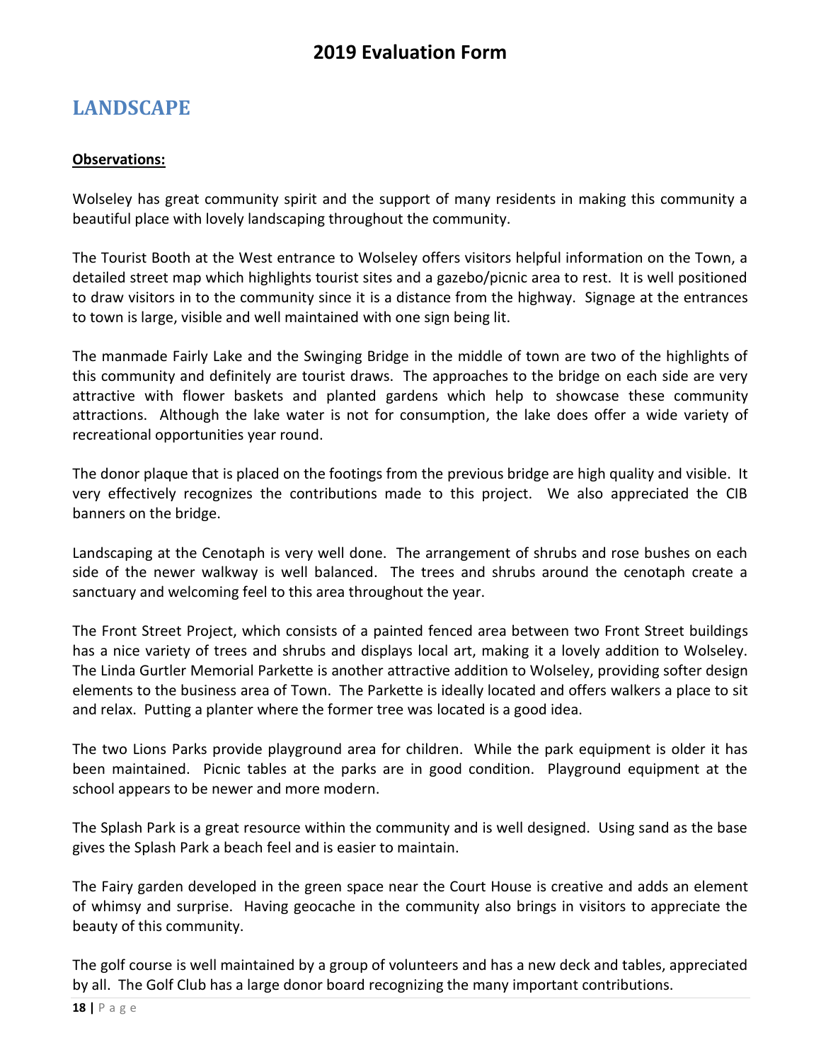## LANDSCAPE

**Observations:**

Wolseley has great community spirit and the support of many residents in making this community a beautiful place with lovely landscaping throughout the community.

The Tourist Booth at the West entrance to Wolseley offers visitors helpful information on the Town, a detailed street map which highlights tourist sites and a gazebo/picnic area to rest. It is well positioned to draw visitors in to the community since it is a distance from the highway. Signage at the entrances to town is large, visible and well maintained with one sign being lit.

The manmade Fairly Lake and the Swinging Bridge in the middle of town are two of the highlights of this community and definitely are tourist draws. The approaches to the bridge on each side are very attractive with flower baskets and planted gardens which help to showcase these community attractions. Although the lake water is not for consumption, the lake does offer a wide variety of recreational opportunities year round.

The donor plaque that is placed on the footings from the previous bridge are high quality and visible. It very effectively recognizes the contributions made to this project. We also appreciated the CIB banners on the bridge.

Landscaping at the Cenotaph is very well done. The arrangement of shrubs and rose bushes on each side of the newer walkway is well balanced. The trees and shrubs around the cenotaph create a sanctuary and welcoming feel to this area throughout the year.

The Front Street Project, which consists of a painted fenced area between two Front Street buildings has a nice variety of trees and shrubs and displays local art, making it a lovely addition to Wolseley. The Linda Gurtler Memorial Parkette is another attractive addition to Wolseley, providing softer design elements to the business area of Town. The Parkette is ideally located and offers walkers a place to sit and relax. Putting a planter where the former tree was located is a good idea.

The two Lions Parks provide playground area for children. While the park equipment is older it has been maintained. Picnic tables at the parks are in good condition. Playground equipment at the school appears to be newer and more modern.

The Splash Park is a great resource within the community and is well designed. Using sand as the base gives the Splash Park a beach feel and is easier to maintain.

The Fairy garden developed in the green space near the Court House is creative and adds an element of whimsy and surprise. Having geocache in the community also brings in visitors to appreciate the beauty of this community.

The golf course is well maintained by a group of volunteers and has a new deck and tables, appreciated by all. The Golf Club has a large donor board recognizing the many important contributions.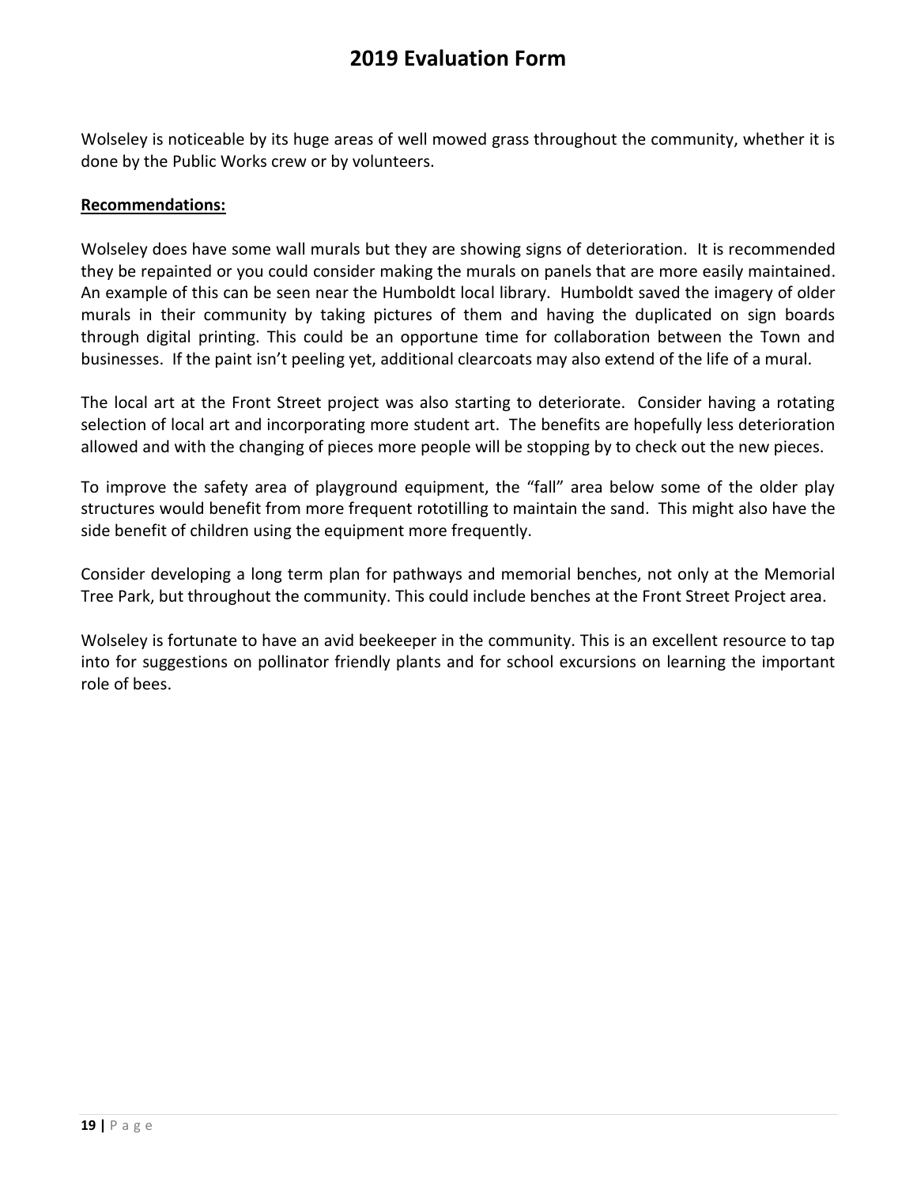Wolseley is noticeable by its huge areas of well mowed grass throughout the community, whether it is done by the Public Works crew or by volunteers.

**Recommendations:**

Wolseley does have some wall murals but they are showing signs of deterioration. It is recommended they be repainted or you could consider making the murals on panels that are more easily maintained. An example of this can be seen near the Humboldt local library. Humboldt saved the imagery of older murals in their community by taking pictures of them and having the duplicated on sign boards through digital printing. This could be an opportune time for collaboration between the Town and businesses. If the paint isn't peeling yet, additional clearcoats may also extend of the life of a mural.

The local art at the Front Street project was also starting to deteriorate. Consider having a rotating selection of local art and incorporating more student art. The benefits are hopefully less deterioration allowed and with the changing of pieces more people will be stopping by to check out the new pieces.

To improve the safety area of playground equipment, the "fall" area below some of the older play structures would benefit from more frequent rototilling to maintain the sand. This might also have the side benefit of children using the equipment more frequently.

Consider developing a long term plan for pathways and memorial benches, not only at the Memorial Tree Park, but throughout the community. This could include benches at the Front Street Project area.

Wolseley is fortunate to have an avid beekeeper in the community. This is an excellent resource to tap into for suggestions on pollinator friendly plants and for school excursions on learning the important role of bees.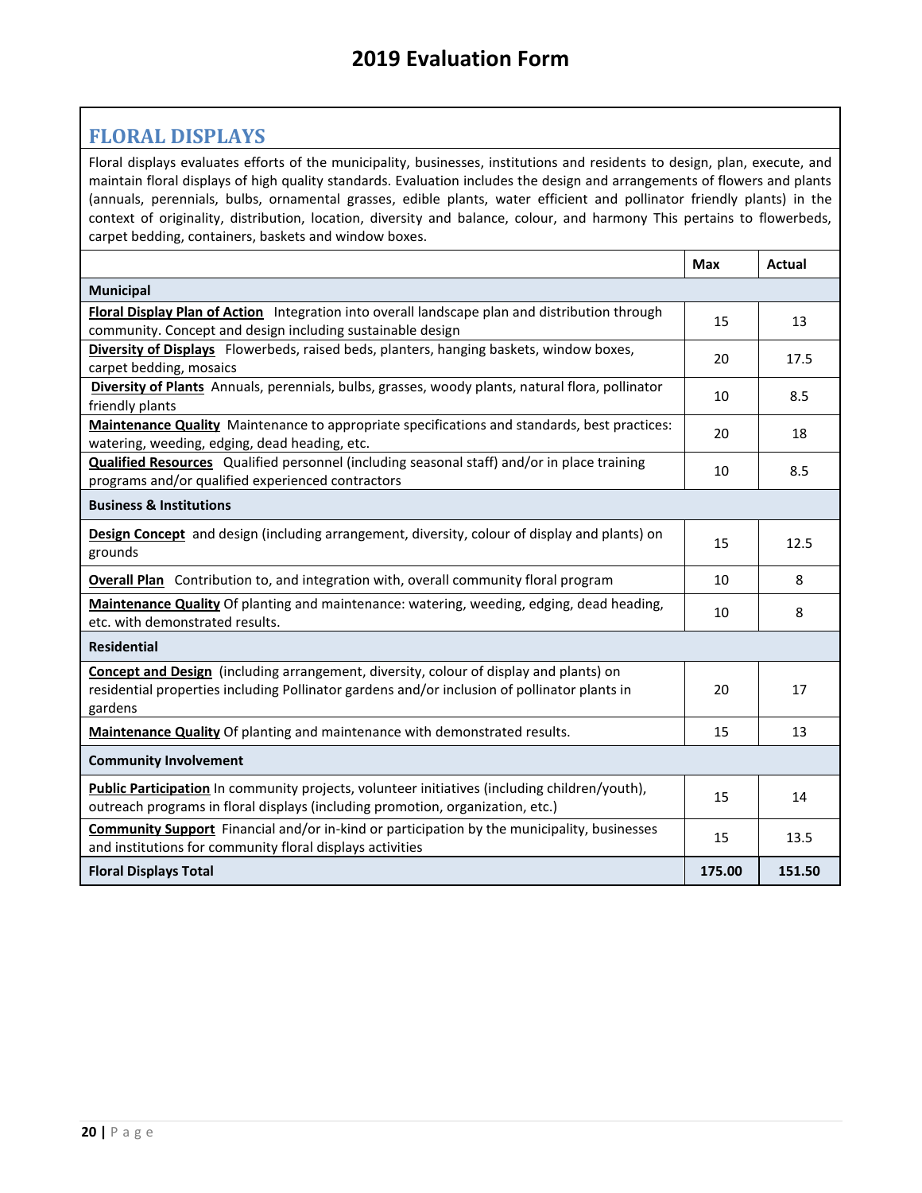# 2019 Evaluation Form

## FLORAL DISPLAYS

Floral displays evaluates efforts of the municipality, businesses, institutions and residents to design, plan, execute, and maintain floral displays of high quality standards. Evaluation includes the design and arrangements of flowers and plants (annuals, perennials, bulbs, ornamental grasses, edible plants, water efficient and pollinator friendly plants) in the context of originality, distribution, location, diversity and balance, colour, and harmony This pertains to flowerbeds, carpet bedding, containers, baskets and window boxes.

| | Max | Actual |
|---|---|---|
| **Municipal** | | |
| **Floral Display Plan of Action** Integration into overall landscape plan and distribution through community. Concept and design including sustainable design | 15 | 13 |
| **Diversity of Displays** Flowerbeds, raised beds, planters, hanging baskets, window boxes, carpet bedding, mosaics | 20 | 17.5 |
| **Diversity of Plants** Annuals, perennials, bulbs, grasses, woody plants, natural flora, pollinator friendly plants | 10 | 8.5 |
| **Maintenance Quality** Maintenance to appropriate specifications and standards, best practices: watering, weeding, edging, dead heading, etc. | 20 | 18 |
| **Qualified Resources** Qualified personnel (including seasonal staff) and/or in place training programs and/or qualified experienced contractors | 10 | 8.5 |
| **Business & Institutions** | | |
| **Design Concept** and design (including arrangement, diversity, colour of display and plants) on grounds | 15 | 12.5 |
| **Overall Plan** Contribution to, and integration with, overall community floral program | 10 | 8 |
| **Maintenance Quality** Of planting and maintenance: watering, weeding, edging, dead heading, etc. with demonstrated results. | 10 | 8 |
| **Residential** | | |
| **Concept and Design** (including arrangement, diversity, colour of display and plants) on residential properties including Pollinator gardens and/or inclusion of pollinator plants in gardens | 20 | 17 |
| **Maintenance Quality** Of planting and maintenance with demonstrated results. | 15 | 13 |
| **Community Involvement** | | |
| **Public Participation** In community projects, volunteer initiatives (including children/youth), outreach programs in floral displays (including promotion, organization, etc.) | 15 | 14 |
| **Community Support** Financial and/or in-kind or participation by the municipality, businesses and institutions for community floral displays activities | 15 | 13.5 |
| **Floral Displays Total** | **175.00** | **151.50** |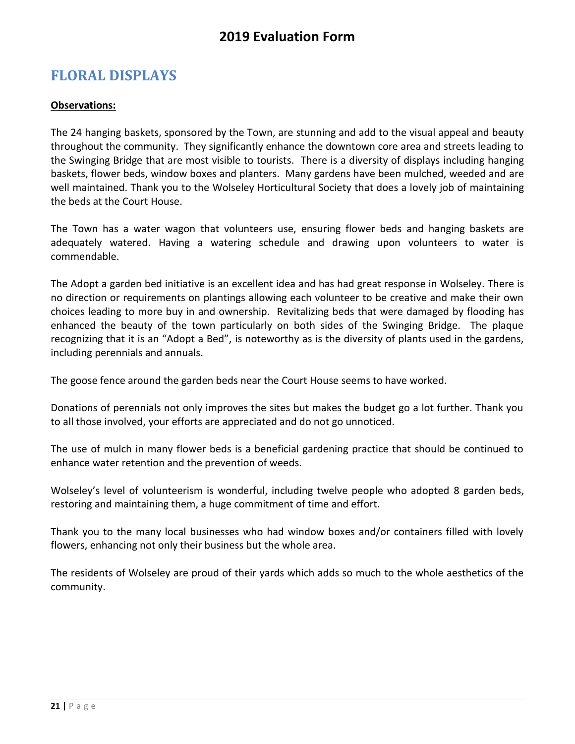# 2019 Evaluation Form

## FLORAL DISPLAYS

**Observations:**

The 24 hanging baskets, sponsored by the Town, are stunning and add to the visual appeal and beauty throughout the community. They significantly enhance the downtown core area and streets leading to the Swinging Bridge that are most visible to tourists. There is a diversity of displays including hanging baskets, flower beds, window boxes and planters. Many gardens have been mulched, weeded and are well maintained. Thank you to the Wolseley Horticultural Society that does a lovely job of maintaining the beds at the Court House.

The Town has a water wagon that volunteers use, ensuring flower beds and hanging baskets are adequately watered. Having a watering schedule and drawing upon volunteers to water is commendable.

The Adopt a garden bed initiative is an excellent idea and has had great response in Wolseley. There is no direction or requirements on plantings allowing each volunteer to be creative and make their own choices leading to more buy in and ownership. Revitalizing beds that were damaged by flooding has enhanced the beauty of the town particularly on both sides of the Swinging Bridge. The plaque recognizing that it is an "Adopt a Bed", is noteworthy as is the diversity of plants used in the gardens, including perennials and annuals.

The goose fence around the garden beds near the Court House seems to have worked.

Donations of perennials not only improves the sites but makes the budget go a lot further. Thank you to all those involved, your efforts are appreciated and do not go unnoticed.

The use of mulch in many flower beds is a beneficial gardening practice that should be continued to enhance water retention and the prevention of weeds.

Wolseley's level of volunteerism is wonderful, including twelve people who adopted 8 garden beds, restoring and maintaining them, a huge commitment of time and effort.

Thank you to the many local businesses who had window boxes and/or containers filled with lovely flowers, enhancing not only their business but the whole area.

The residents of Wolseley are proud of their yards which adds so much to the whole aesthetics of the community.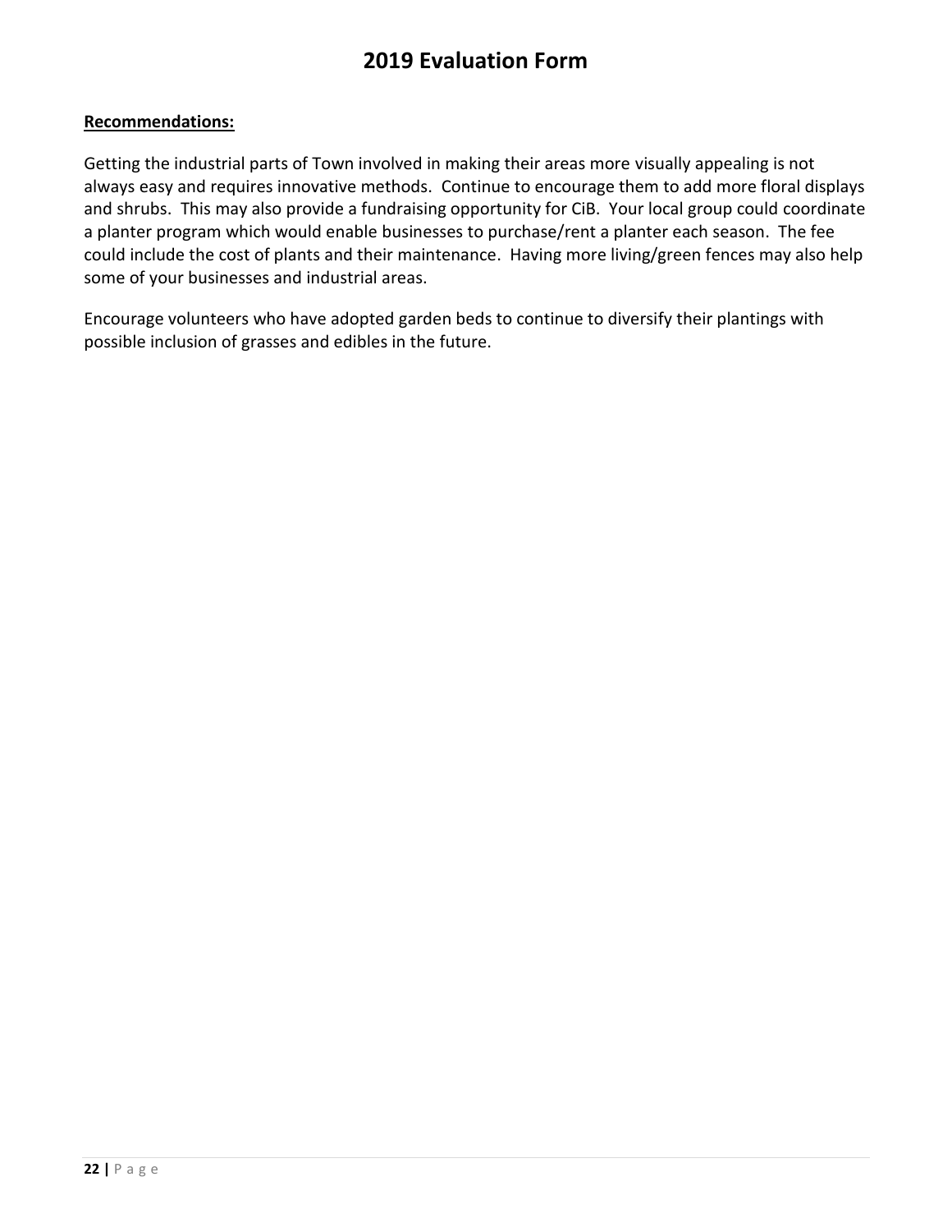# 2019 Evaluation Form

**Recommendations:**

Getting the industrial parts of Town involved in making their areas more visually appealing is not always easy and requires innovative methods. Continue to encourage them to add more floral displays and shrubs. This may also provide a fundraising opportunity for CiB. Your local group could coordinate a planter program which would enable businesses to purchase/rent a planter each season. The fee could include the cost of plants and their maintenance. Having more living/green fences may also help some of your businesses and industrial areas.

Encourage volunteers who have adopted garden beds to continue to diversify their plantings with possible inclusion of grasses and edibles in the future.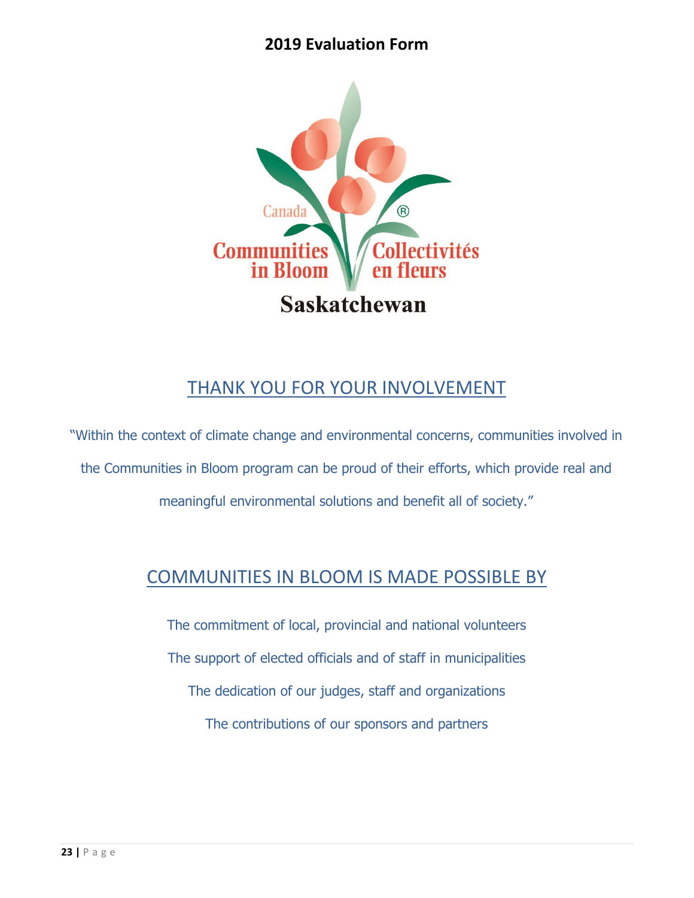# 2019 Evaluation Form

## THANK YOU FOR YOUR INVOLVEMENT

"Within the context of climate change and environmental concerns, communities involved in the Communities in Bloom program can be proud of their efforts, which provide real and meaningful environmental solutions and benefit all of society."

## COMMUNITIES IN BLOOM IS MADE POSSIBLE BY

The commitment of local, provincial and national volunteers

The support of elected officials and of staff in municipalities

The dedication of our judges, staff and organizations

The contributions of our sponsors and partners